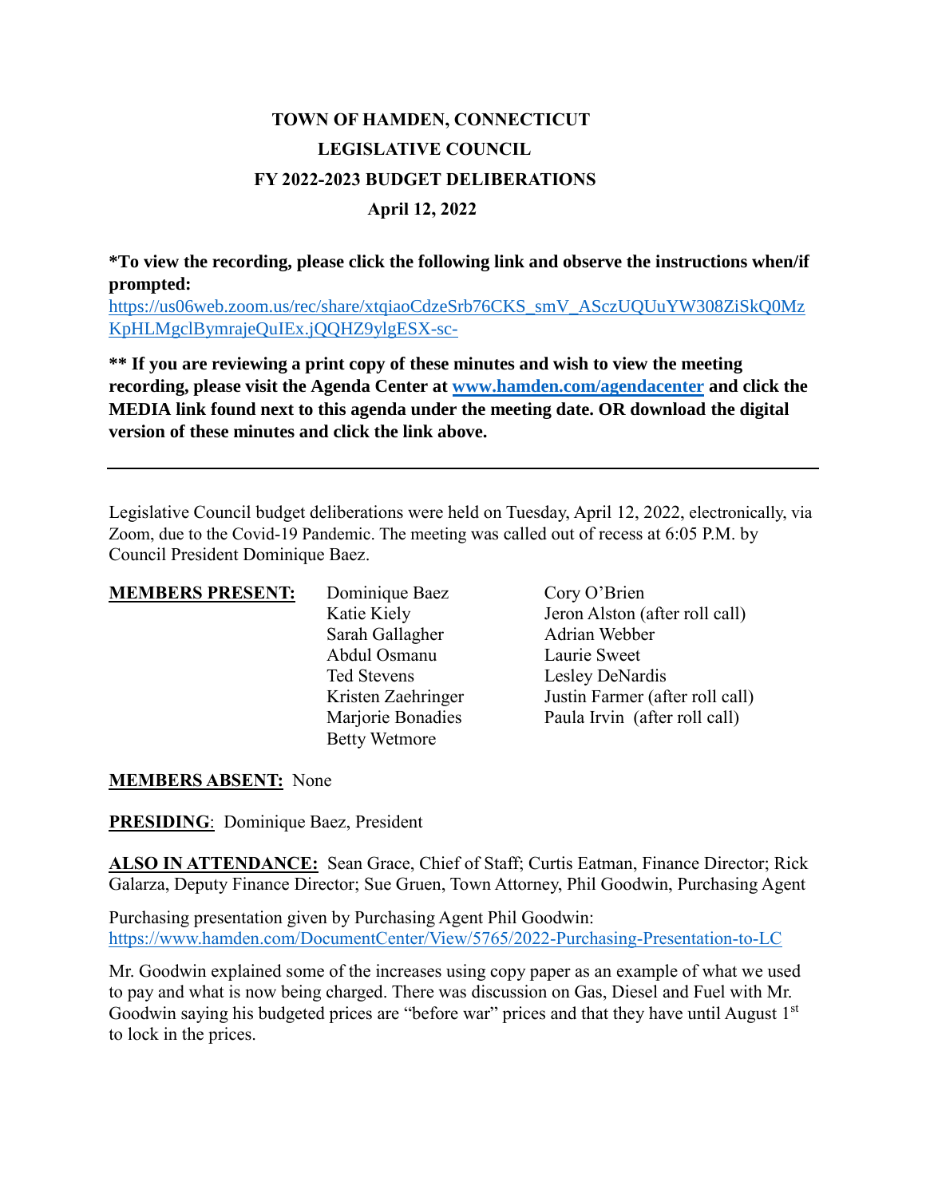# TOWN OF HAMDEN, CONNECTICUT
## LEGISLATIVE COUNCIL
## FY 2022-2023 BUDGET DELIBERATIONS
### April 12, 2022

**\*To view the recording, please click the following link and observe the instructions when/if prompted:**
https://us06web.zoom.us/rec/share/xtqiaoCdzeSrb76CKS_smV_ASczUQUuYW308ZiSkQ0MzKpHLMgclBymrajeQuIEx.jQQHZ9ylgESX-sc-

**\*\* If you are reviewing a print copy of these minutes and wish to view the meeting recording, please visit the Agenda Center at [www.hamden.com/agendacenter](http://www.hamden.com/agendacenter) and click the MEDIA link found next to this agenda under the meeting date. OR download the digital version of these minutes and click the link above.**

---

Legislative Council budget deliberations were held on Tuesday, April 12, 2022, electronically, via Zoom, due to the Covid-19 Pandemic. The meeting was called out of recess at 6:05 P.M. by Council President Dominique Baez.

**MEMBERS PRESENT:**

- Dominique Baez
- Katie Kiely
- Sarah Gallagher
- Abdul Osmanu
- Ted Stevens
- Kristen Zaehringer
- Marjorie Bonadies
- Betty Wetmore
- Cory O'Brien
- Jeron Alston (after roll call)
- Adrian Webber
- Laurie Sweet
- Lesley DeNardis
- Justin Farmer (after roll call)
- Paula Irvin (after roll call)

**MEMBERS ABSENT:** None

**PRESIDING**: Dominique Baez, President

**ALSO IN ATTENDANCE:** Sean Grace, Chief of Staff; Curtis Eatman, Finance Director; Rick Galarza, Deputy Finance Director; Sue Gruen, Town Attorney, Phil Goodwin, Purchasing Agent

Purchasing presentation given by Purchasing Agent Phil Goodwin:
https://www.hamden.com/DocumentCenter/View/5765/2022-Purchasing-Presentation-to-LC

Mr. Goodwin explained some of the increases using copy paper as an example of what we used to pay and what is now being charged. There was discussion on Gas, Diesel and Fuel with Mr. Goodwin saying his budgeted prices are "before war" prices and that they have until August 1st to lock in the prices.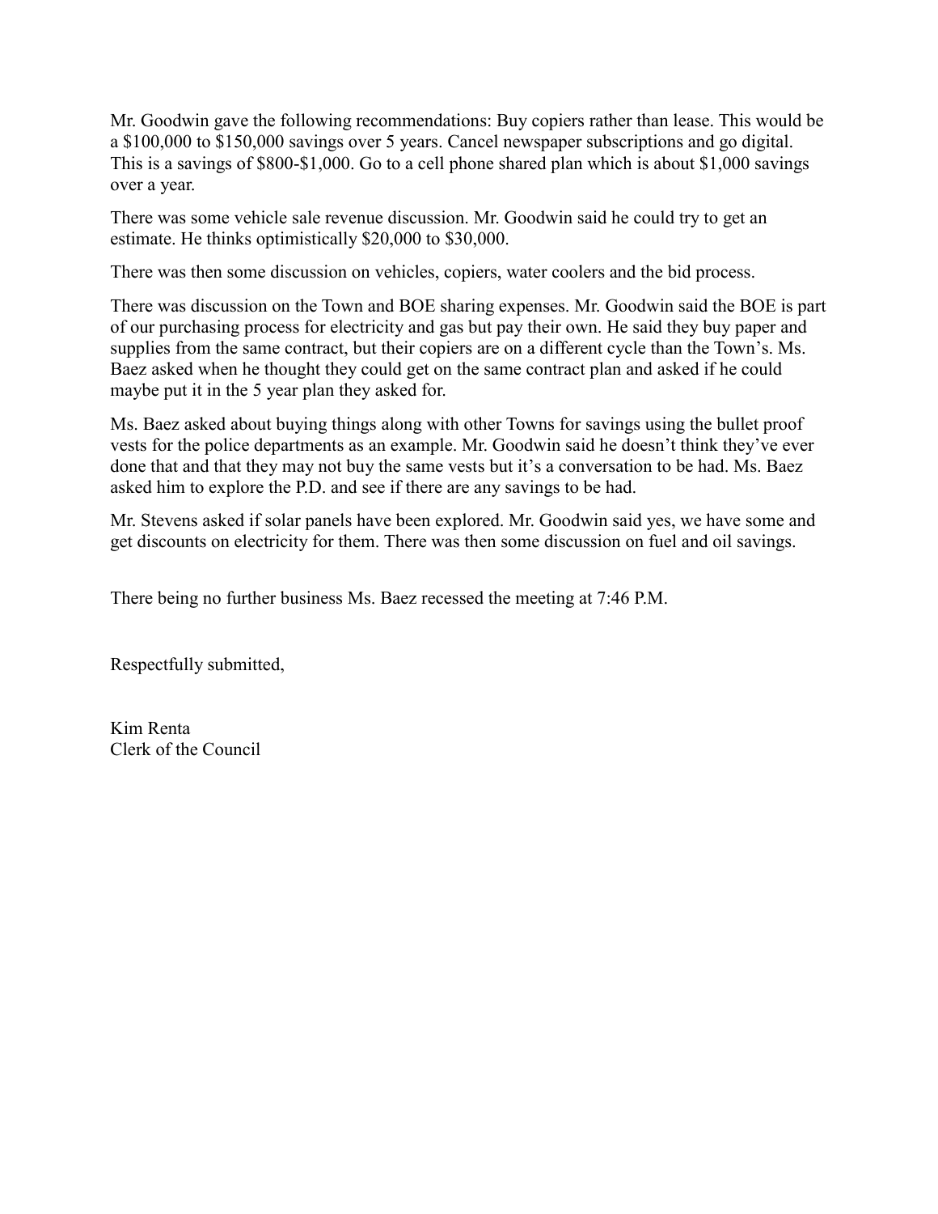Mr. Goodwin gave the following recommendations: Buy copiers rather than lease. This would be a $100,000 to $150,000 savings over 5 years. Cancel newspaper subscriptions and go digital. This is a savings of $800-$1,000. Go to a cell phone shared plan which is about $1,000 savings over a year.

There was some vehicle sale revenue discussion. Mr. Goodwin said he could try to get an estimate. He thinks optimistically $20,000 to $30,000.

There was then some discussion on vehicles, copiers, water coolers and the bid process.

There was discussion on the Town and BOE sharing expenses. Mr. Goodwin said the BOE is part of our purchasing process for electricity and gas but pay their own. He said they buy paper and supplies from the same contract, but their copiers are on a different cycle than the Town's. Ms. Baez asked when he thought they could get on the same contract plan and asked if he could maybe put it in the 5 year plan they asked for.

Ms. Baez asked about buying things along with other Towns for savings using the bullet proof vests for the police departments as an example. Mr. Goodwin said he doesn't think they've ever done that and that they may not buy the same vests but it's a conversation to be had. Ms. Baez asked him to explore the P.D. and see if there are any savings to be had.

Mr. Stevens asked if solar panels have been explored. Mr. Goodwin said yes, we have some and get discounts on electricity for them. There was then some discussion on fuel and oil savings.

There being no further business Ms. Baez recessed the meeting at 7:46 P.M.

Respectfully submitted,

Kim Renta
Clerk of the Council